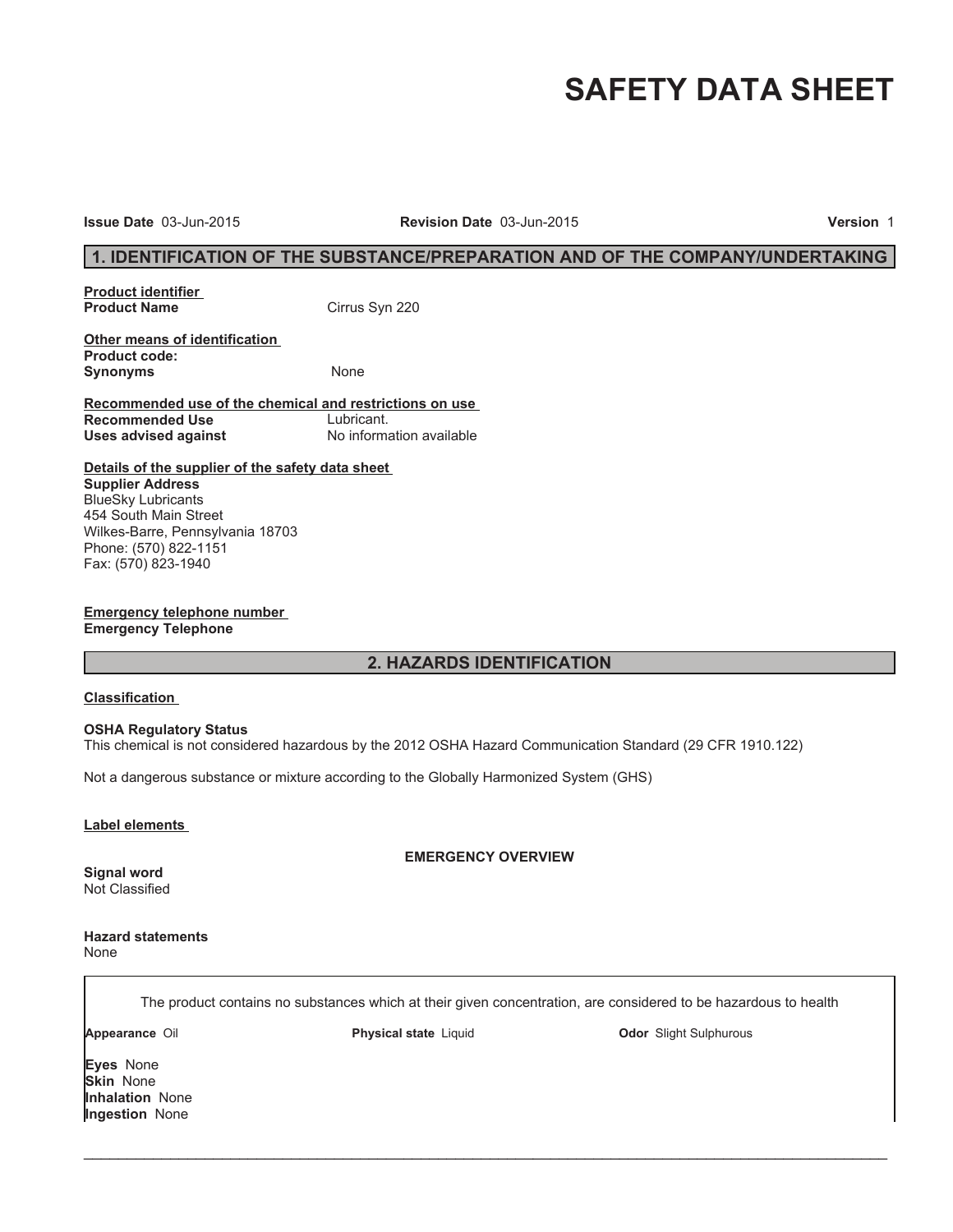# SAFETY DATA SHEET

**Issue Date** 03-Jun-2015 **Revision Date** 03-Jun-2015 **Version** 1

## 1. IDENTIFICATION OF THE SUBSTANCE/PREPARATION AND OF THE COMPANY/UNDERTAKING

**Product identifier**
**Product Name** Cirrus Syn 220

**Other means of identification**
**Product code:**
**Synonyms** None

**Recommended use of the chemical and restrictions on use**
**Recommended Use** Lubricant.
**Uses advised against** No information available

**Details of the supplier of the safety data sheet**
**Supplier Address**
BlueSky Lubricants
454 South Main Street
Wilkes-Barre, Pennsylvania 18703
Phone: (570) 822-1151
Fax: (570) 823-1940

**Emergency telephone number**
**Emergency Telephone**

## 2. HAZARDS IDENTIFICATION

**Classification**

**OSHA Regulatory Status**
This chemical is not considered hazardous by the 2012 OSHA Hazard Communication Standard (29 CFR 1910.122)

Not a dangerous substance or mixture according to the Globally Harmonized System (GHS)

**Label elements**

**EMERGENCY OVERVIEW**

**Signal word**
Not Classified

**Hazard statements**
None

The product contains no substances which at their given concentration, are considered to be hazardous to health

**Appearance** Oil **Physical state** Liquid **Odor** Slight Sulphurous

**Eyes** None
**Skin** None
**Inhalation** None
**Ingestion** None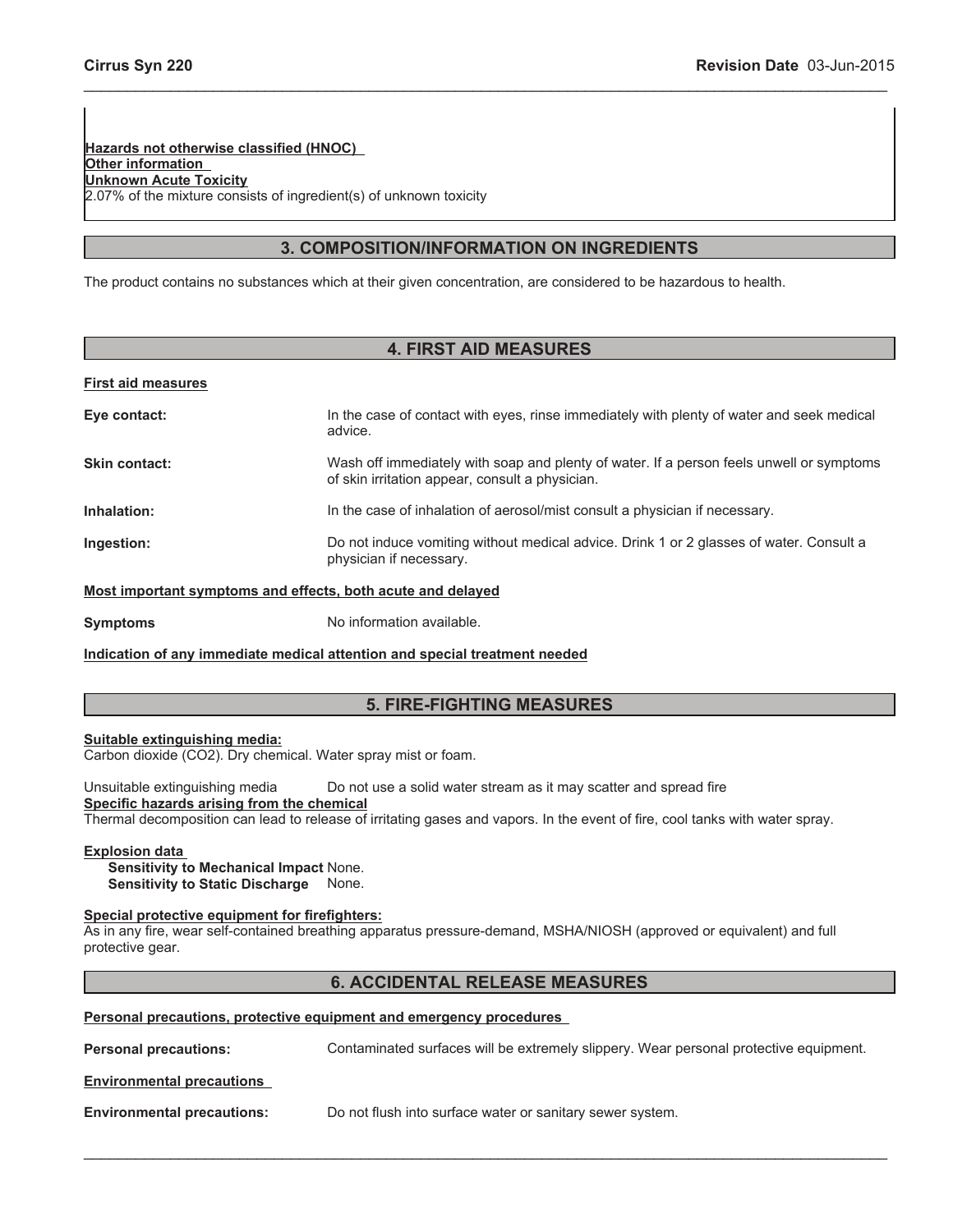**Hazards not otherwise classified (HNOC)**
**Other information**
**Unknown Acute Toxicity**
2.07% of the mixture consists of ingredient(s) of unknown toxicity

## 3. COMPOSITION/INFORMATION ON INGREDIENTS

The product contains no substances which at their given concentration, are considered to be hazardous to health.

## 4. FIRST AID MEASURES

**First aid measures**

**Eye contact:** In the case of contact with eyes, rinse immediately with plenty of water and seek medical advice.

**Skin contact:** Wash off immediately with soap and plenty of water. If a person feels unwell or symptoms of skin irritation appear, consult a physician.

**Inhalation:** In the case of inhalation of aerosol/mist consult a physician if necessary.

**Ingestion:** Do not induce vomiting without medical advice. Drink 1 or 2 glasses of water. Consult a physician if necessary.

**Most important symptoms and effects, both acute and delayed**

**Symptoms** No information available.

**Indication of any immediate medical attention and special treatment needed**

## 5. FIRE-FIGHTING MEASURES

**Suitable extinguishing media:**
Carbon dioxide ($CO_2$). Dry chemical. Water spray mist or foam.

Unsuitable extinguishing media Do not use a solid water stream as it may scatter and spread fire
**Specific hazards arising from the chemical**
Thermal decomposition can lead to release of irritating gases and vapors. In the event of fire, cool tanks with water spray.

**Explosion data**
**Sensitivity to Mechanical Impact** None.
**Sensitivity to Static Discharge** None.

**Special protective equipment for firefighters:**
As in any fire, wear self-contained breathing apparatus pressure-demand, MSHA/NIOSH (approved or equivalent) and full protective gear.

## 6. ACCIDENTAL RELEASE MEASURES

**Personal precautions, protective equipment and emergency procedures**

**Personal precautions:** Contaminated surfaces will be extremely slippery. Wear personal protective equipment.

**Environmental precautions**

**Environmental precautions:** Do not flush into surface water or sanitary sewer system.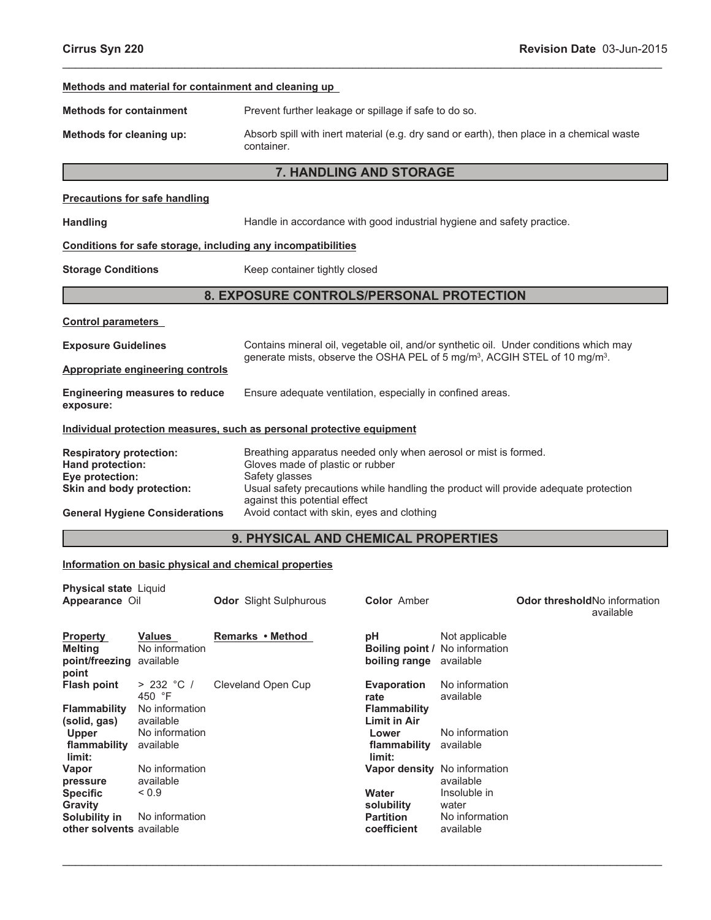**Methods and material for containment and cleaning up**

**Methods for containment** Prevent further leakage or spillage if safe to do so.

**Methods for cleaning up:** Absorb spill with inert material (e.g. dry sand or earth), then place in a chemical waste container.

## 7. HANDLING AND STORAGE

**Precautions for safe handling**

**Handling** Handle in accordance with good industrial hygiene and safety practice.

**Conditions for safe storage, including any incompatibilities**

**Storage Conditions** Keep container tightly closed

## 8. EXPOSURE CONTROLS/PERSONAL PROTECTION

**Control parameters**

**Exposure Guidelines** Contains mineral oil, vegetable oil, and/or synthetic oil. Under conditions which may generate mists, observe the OSHA PEL of 5 mg/m$^3$, ACGIH STEL of 10 mg/m$^3$.

**Appropriate engineering controls**

**Engineering measures to reduce exposure:** Ensure adequate ventilation, especially in confined areas.

**Individual protection measures, such as personal protective equipment**

**Respiratory protection:** Breathing apparatus needed only when aerosol or mist is formed.
**Hand protection:** Gloves made of plastic or rubber
**Eye protection:** Safety glasses
**Skin and body protection:** Usual safety precautions while handling the product will provide adequate protection against this potential effect
**General Hygiene Considerations** Avoid contact with skin, eyes and clothing

## 9. PHYSICAL AND CHEMICAL PROPERTIES

**Information on basic physical and chemical properties**

**Physical state** Liquid
**Appearance** Oil **Odor** Slight Sulphurous **Color** Amber **Odor threshold** No information available

| Property | Values | Remarks • Method | | |
|---|---|---|---|---|
| Melting point/freezing point | No information available | | pH | Not applicable |
| | | | Boiling point / boiling range | No information available |
| Flash point | > 232 °C / 450 °F | Cleveland Open Cup | Evaporation rate | No information available |
| Flammability (solid, gas) | No information available | | Flammability Limit in Air | |
| Upper flammability limit: | No information available | | Lower flammability limit: | No information available |
| Vapor pressure | No information available | | Vapor density | No information available |
| Specific Gravity | < 0.9 | | Water solubility | Insoluble in water |
| Solubility in other solvents | No information available | | Partition coefficient | No information available |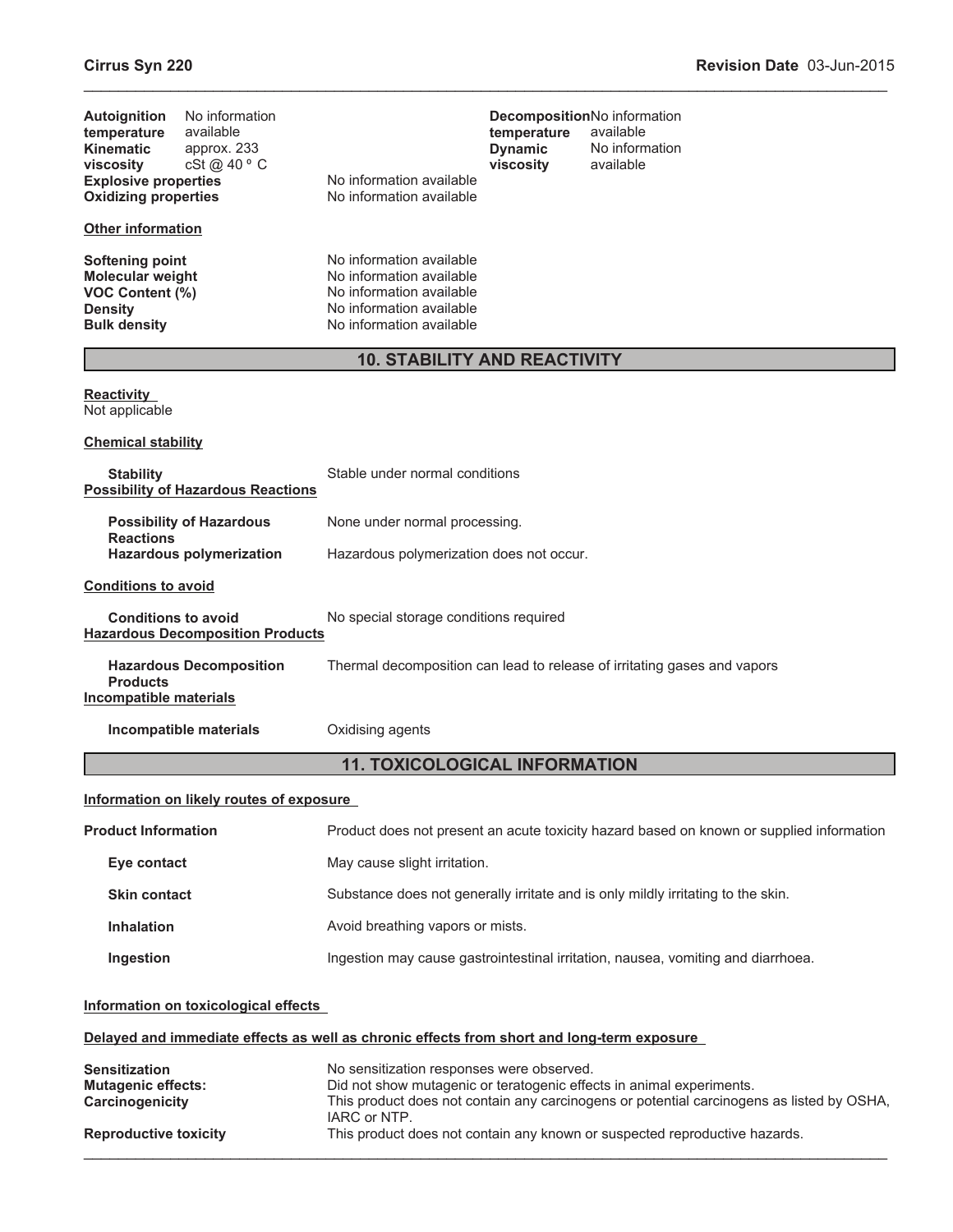| | | | |
|---|---|---|---|
| **Autoignition temperature** | No information available | **Decomposition temperature** | No information available |
| **Kinematic viscosity** | approx. 233 cSt @ 40 º C | **Dynamic viscosity** | No information available |
| **Explosive properties** | No information available | | |
| **Oxidizing properties** | No information available | | |

**Other information**

| | |
|---|---|
| **Softening point** | No information available |
| **Molecular weight** | No information available |
| **VOC Content (%)** | No information available |
| **Density** | No information available |
| **Bulk density** | No information available |

## 10. STABILITY AND REACTIVITY

**Reactivity**
Not applicable

**Chemical stability**

**Stability** Stable under normal conditions

**Possibility of Hazardous Reactions**

**Possibility of Hazardous Reactions** None under normal processing.

**Hazardous polymerization** Hazardous polymerization does not occur.

**Conditions to avoid**

**Conditions to avoid** No special storage conditions required

**Hazardous Decomposition Products**

**Hazardous Decomposition Products** Thermal decomposition can lead to release of irritating gases and vapors

**Incompatible materials**

**Incompatible materials** Oxidising agents

## 11. TOXICOLOGICAL INFORMATION

**Information on likely routes of exposure**

**Product Information** Product does not present an acute toxicity hazard based on known or supplied information

**Eye contact** May cause slight irritation.

**Skin contact** Substance does not generally irritate and is only mildly irritating to the skin.

**Inhalation** Avoid breathing vapors or mists.

**Ingestion** Ingestion may cause gastrointestinal irritation, nausea, vomiting and diarrhoea.

**Information on toxicological effects**

**Delayed and immediate effects as well as chronic effects from short and long-term exposure**

| | |
|---|---|
| **Sensitization** | No sensitization responses were observed. |
| **Mutagenic effects:** | Did not show mutagenic or teratogenic effects in animal experiments. |
| **Carcinogenicity** | This product does not contain any carcinogens or potential carcinogens as listed by OSHA, IARC or NTP. |
| **Reproductive toxicity** | This product does not contain any known or suspected reproductive hazards. |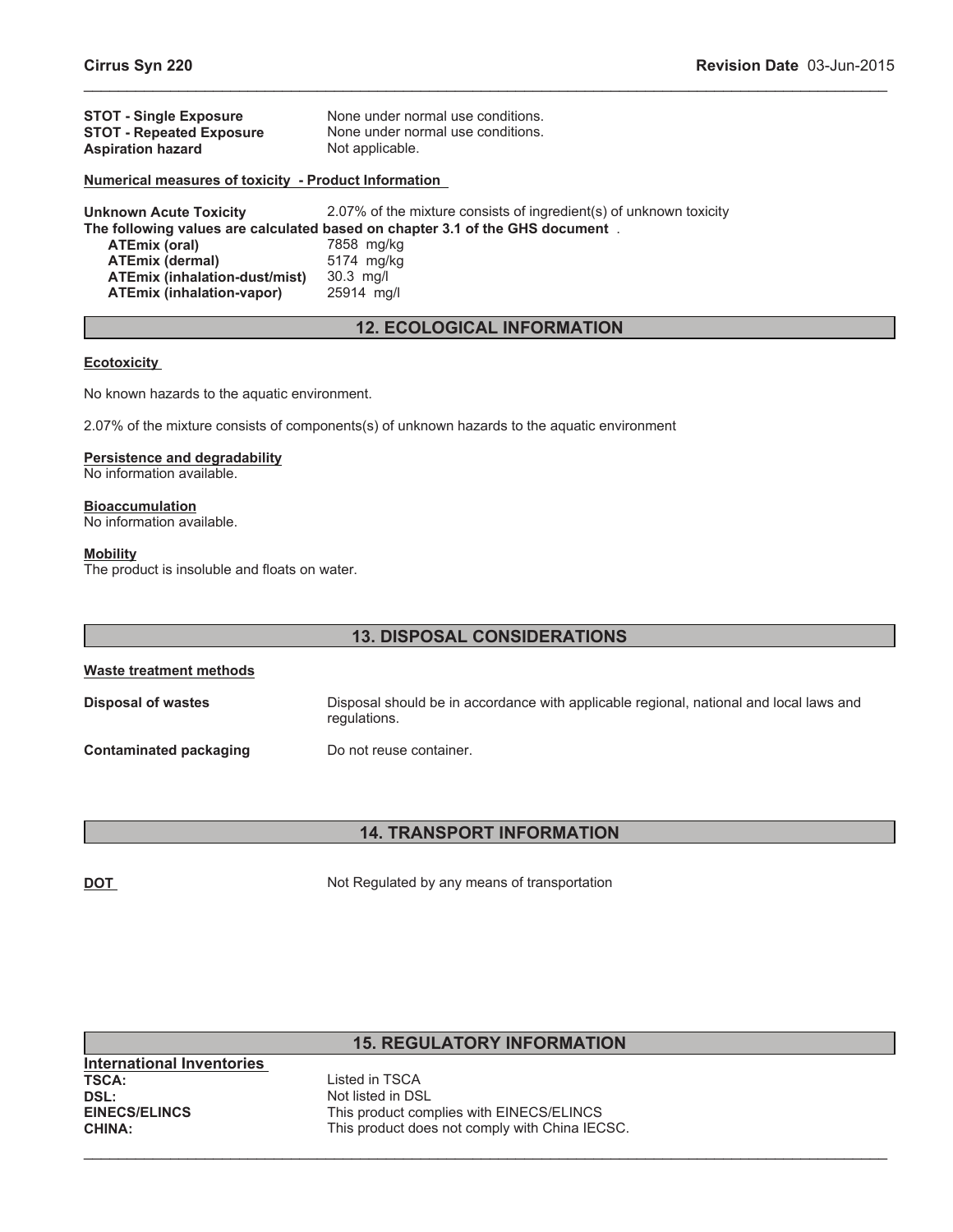**STOT - Single Exposure** None under normal use conditions.
**STOT - Repeated Exposure** None under normal use conditions.
**Aspiration hazard** Not applicable.

**Numerical measures of toxicity - Product Information**

**Unknown Acute Toxicity** 2.07% of the mixture consists of ingredient(s) of unknown toxicity

**The following values are calculated based on chapter 3.1 of the GHS document** .

| | |
|---|---|
| **ATEmix (oral)** | 7858 mg/kg |
| **ATEmix (dermal)** | 5174 mg/kg |
| **ATEmix (inhalation-dust/mist)** | 30.3 mg/l |
| **ATEmix (inhalation-vapor)** | 25914 mg/l |

## 12. ECOLOGICAL INFORMATION

**Ecotoxicity**

No known hazards to the aquatic environment.

2.07% of the mixture consists of components(s) of unknown hazards to the aquatic environment

**Persistence and degradability**
No information available.

**Bioaccumulation**
No information available.

**Mobility**
The product is insoluble and floats on water.

## 13. DISPOSAL CONSIDERATIONS

**Waste treatment methods**

**Disposal of wastes** Disposal should be in accordance with applicable regional, national and local laws and regulations.

**Contaminated packaging** Do not reuse container.

## 14. TRANSPORT INFORMATION

**DOT** Not Regulated by any means of transportation

## 15. REGULATORY INFORMATION

**International Inventories**

| | |
|---|---|
| **TSCA:** | Listed in TSCA |
| **DSL:** | Not listed in DSL |
| **EINECS/ELINCS** | This product complies with EINECS/ELINCS |
| **CHINA:** | This product does not comply with China IECSC. |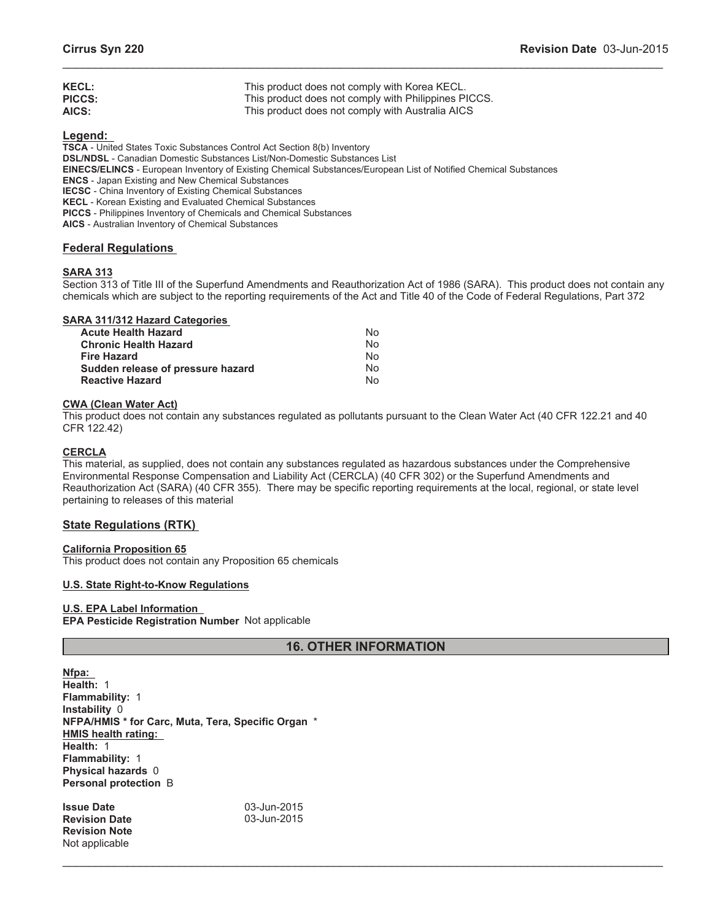| | |
|---|---|
| **KECL:** | This product does not comply with Korea KECL. |
| **PICCS:** | This product does not comply with Philippines PICCS. |
| **AICS:** | This product does not comply with Australia AICS |

**Legend:**

**TSCA** - United States Toxic Substances Control Act Section 8(b) Inventory
**DSL/NDSL** - Canadian Domestic Substances List/Non-Domestic Substances List
**EINECS/ELINCS** - European Inventory of Existing Chemical Substances/European List of Notified Chemical Substances
**ENCS** - Japan Existing and New Chemical Substances
**IECSC** - China Inventory of Existing Chemical Substances
**KECL** - Korean Existing and Evaluated Chemical Substances
**PICCS** - Philippines Inventory of Chemicals and Chemical Substances
**AICS** - Australian Inventory of Chemical Substances

## Federal Regulations

### SARA 313

Section 313 of Title III of the Superfund Amendments and Reauthorization Act of 1986 (SARA). This product does not contain any chemicals which are subject to the reporting requirements of the Act and Title 40 of the Code of Federal Regulations, Part 372

### SARA 311/312 Hazard Categories

| | |
|---|---|
| **Acute Health Hazard** | No |
| **Chronic Health Hazard** | No |
| **Fire Hazard** | No |
| **Sudden release of pressure hazard** | No |
| **Reactive Hazard** | No |

### CWA (Clean Water Act)

This product does not contain any substances regulated as pollutants pursuant to the Clean Water Act (40 CFR 122.21 and 40 CFR 122.42)

### CERCLA

This material, as supplied, does not contain any substances regulated as hazardous substances under the Comprehensive Environmental Response Compensation and Liability Act (CERCLA) (40 CFR 302) or the Superfund Amendments and Reauthorization Act (SARA) (40 CFR 355). There may be specific reporting requirements at the local, regional, or state level pertaining to releases of this material

## State Regulations (RTK)

### California Proposition 65

This product does not contain any Proposition 65 chemicals

### U.S. State Right-to-Know Regulations

### U.S. EPA Label Information

**EPA Pesticide Registration Number** Not applicable

## 16. OTHER INFORMATION

**Nfpa:**
**Health:** 1
**Flammability:** 1
**Instability** 0
**NFPA/HMIS * for Carc, Muta, Tera, Specific Organ** *
**HMIS health rating:**
**Health:** 1
**Flammability:** 1
**Physical hazards** 0
**Personal protection** B

| | |
|---|---|
| **Issue Date** | 03-Jun-2015 |
| **Revision Date** | 03-Jun-2015 |

**Revision Note**
Not applicable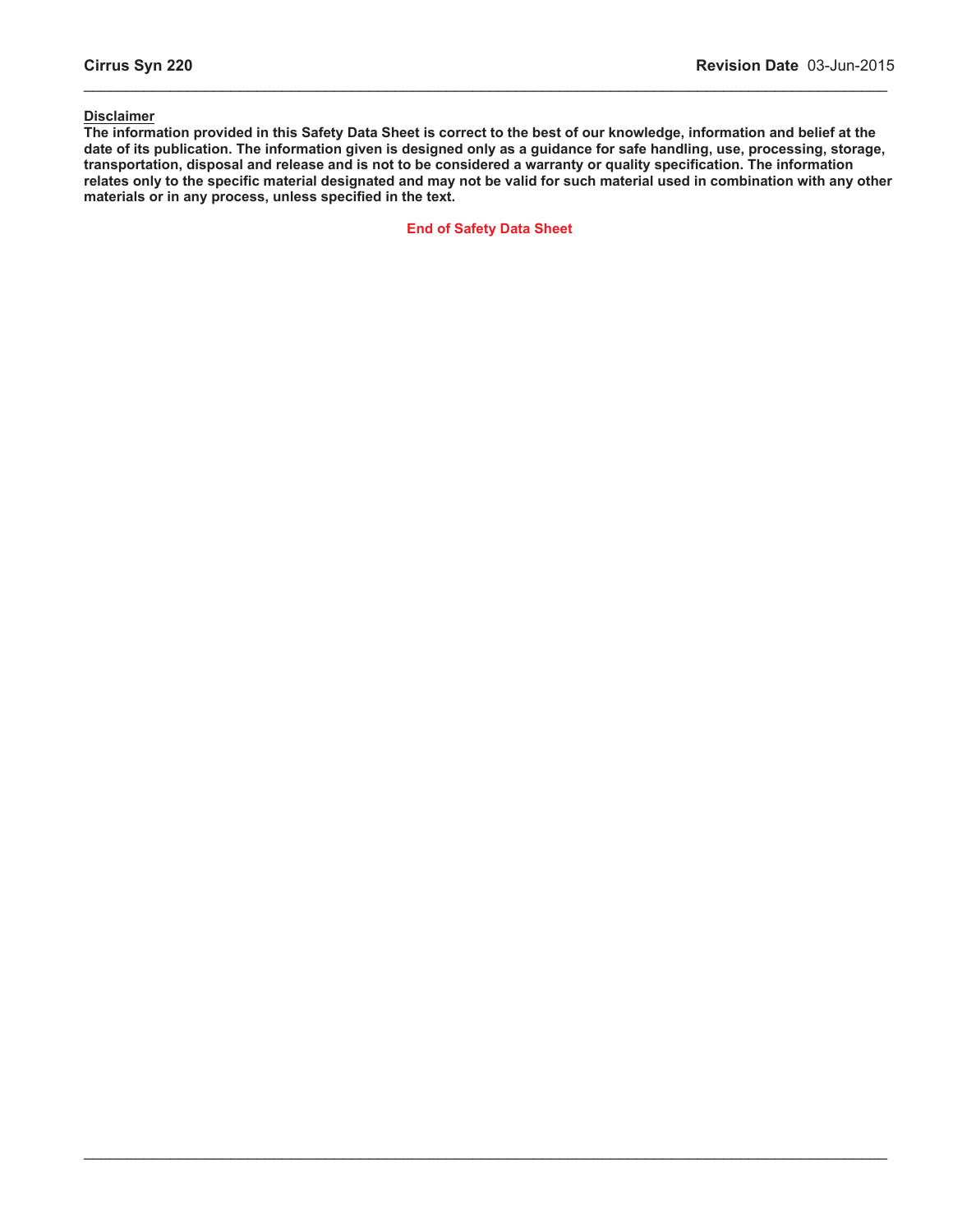**Disclaimer**

**The information provided in this Safety Data Sheet is correct to the best of our knowledge, information and belief at the date of its publication. The information given is designed only as a guidance for safe handling, use, processing, storage, transportation, disposal and release and is not to be considered a warranty or quality specification. The information relates only to the specific material designated and may not be valid for such material used in combination with any other materials or in any process, unless specified in the text.**

**End of Safety Data Sheet**